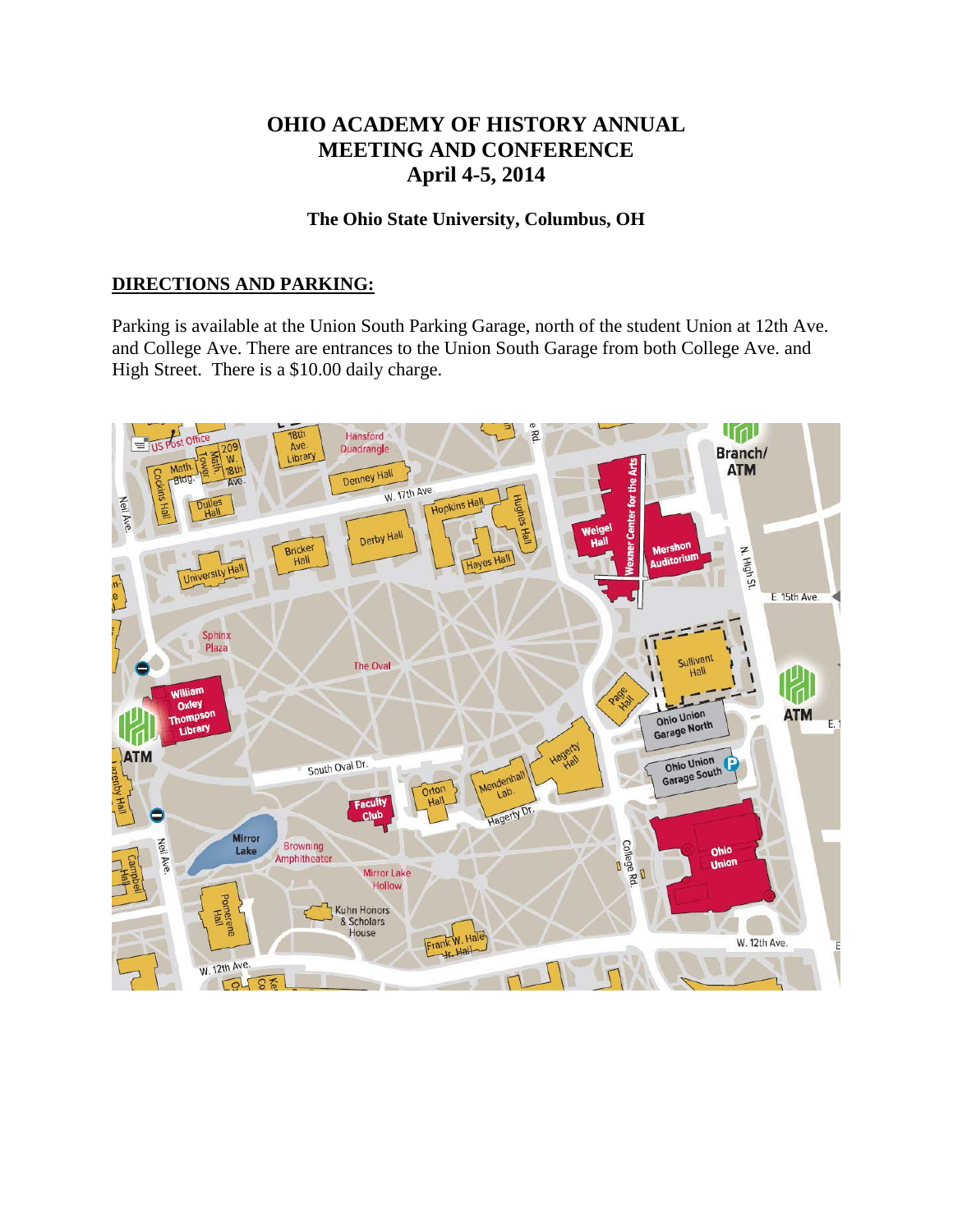# OHIO ACADEMY OF HISTORY ANNUAL MEETING AND CONFERENCE
# April 4-5, 2014

### The Ohio State University, Columbus, OH

## DIRECTIONS AND PARKING:

Parking is available at the Union South Parking Garage, north of the student Union at 12th Ave. and College Ave. There are entrances to the Union South Garage from both College Ave. and High Street. There is a $10.00 daily charge.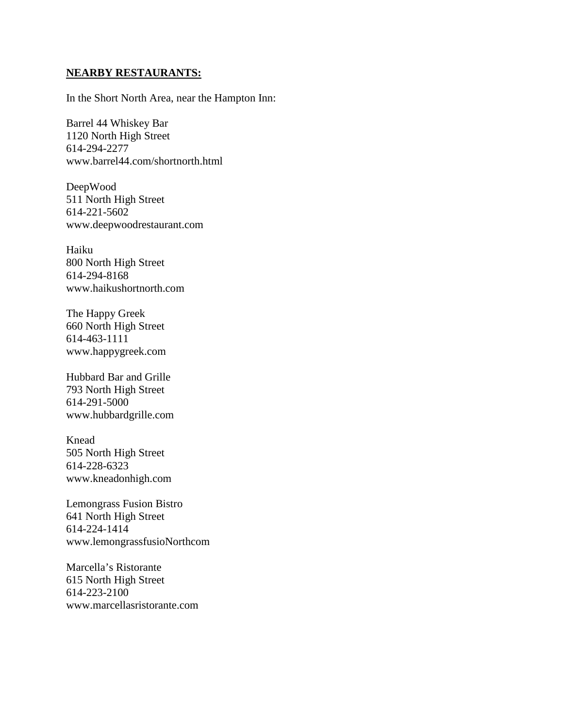**NEARBY RESTAURANTS:**

In the Short North Area, near the Hampton Inn:

Barrel 44 Whiskey Bar  
1120 North High Street  
614-294-2277  
www.barrel44.com/shortnorth.html

DeepWood  
511 North High Street  
614-221-5602  
www.deepwoodrestaurant.com

Haiku  
800 North High Street  
614-294-8168  
www.haikushortnorth.com

The Happy Greek  
660 North High Street  
614-463-1111  
www.happygreek.com

Hubbard Bar and Grille  
793 North High Street  
614-291-5000  
www.hubbardgrille.com

Knead  
505 North High Street  
614-228-6323  
www.kneadonhigh.com

Lemongrass Fusion Bistro  
641 North High Street  
614-224-1414  
www.lemongrassfusioNorthcom

Marcella's Ristorante  
615 North High Street  
614-223-2100  
www.marcellasristorante.com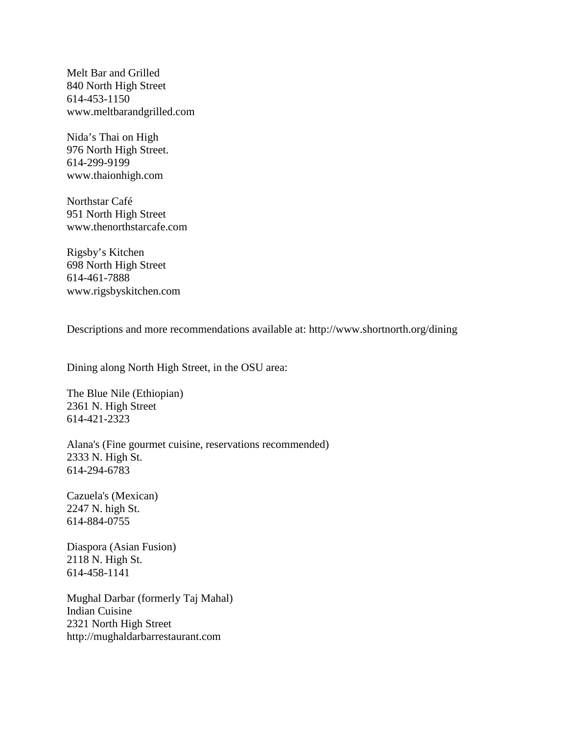Melt Bar and Grilled
840 North High Street
614-453-1150
www.meltbarandgrilled.com

Nida’s Thai on High
976 North High Street.
614-299-9199
www.thaionhigh.com

Northstar Café
951 North High Street
www.thenorthstarcafe.com

Rigsby’s Kitchen
698 North High Street
614-461-7888
www.rigsbyskitchen.com

Descriptions and more recommendations available at: http://www.shortnorth.org/dining

Dining along North High Street, in the OSU area:

The Blue Nile (Ethiopian)
2361 N. High Street
614-421-2323

Alana's (Fine gourmet cuisine, reservations recommended)
2333 N. High St.
614-294-6783

Cazuela's (Mexican)
2247 N. high St.
614-884-0755

Diaspora (Asian Fusion)
2118 N. High St.
614-458-1141

Mughal Darbar (formerly Taj Mahal)
Indian Cuisine
2321 North High Street
http://mughaldarbarrestaurant.com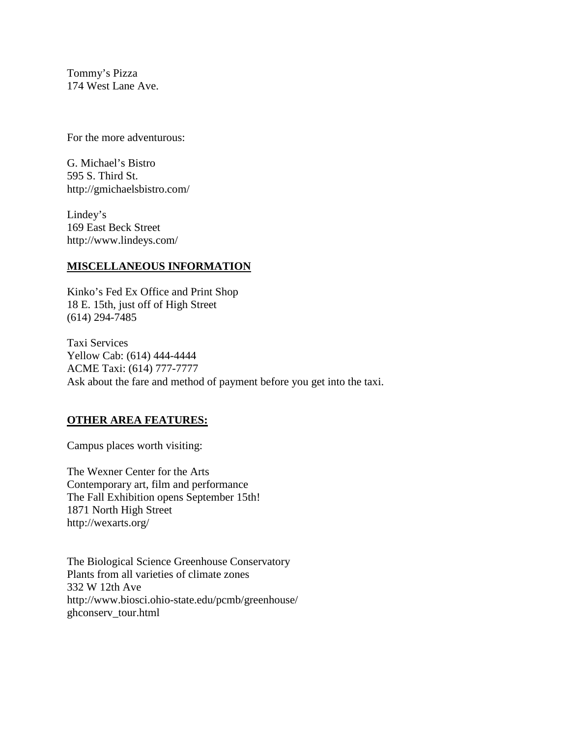Tommy's Pizza
174 West Lane Ave.

For the more adventurous:

G. Michael's Bistro
595 S. Third St.
http://gmichaelsbistro.com/

Lindey's
169 East Beck Street
http://www.lindeys.com/

## **MISCELLANEOUS INFORMATION**

Kinko's Fed Ex Office and Print Shop
18 E. 15th, just off of High Street
(614) 294-7485

Taxi Services
Yellow Cab: (614) 444-4444
ACME Taxi: (614) 777-7777
Ask about the fare and method of payment before you get into the taxi.

## **OTHER AREA FEATURES:**

Campus places worth visiting:

The Wexner Center for the Arts
Contemporary art, film and performance
The Fall Exhibition opens September 15th!
1871 North High Street
http://wexarts.org/

The Biological Science Greenhouse Conservatory
Plants from all varieties of climate zones
332 W 12th Ave
http://www.biosci.ohio-state.edu/pcmb/greenhouse/
ghconserv_tour.html